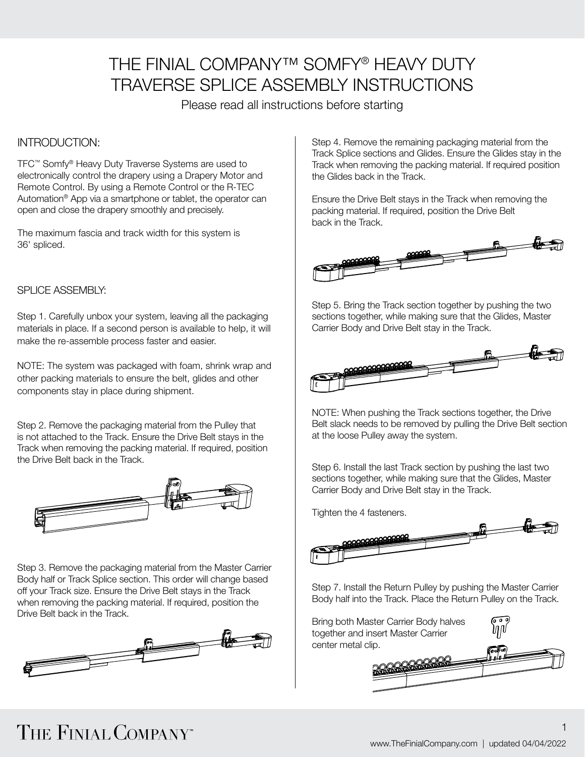# THE FINIAL COMPANY™ SOMFY® HEAVY DUTY TRAVERSE SPLICE ASSEMBLY INSTRUCTIONS

Please read all instructions before starting

## INTRODUCTION:

TFC™ Somfy® Heavy Duty Traverse Systems are used to electronically control the drapery using a Drapery Motor and Remote Control. By using a Remote Control or the R-TEC Automation® App via a smartphone or tablet, the operator can open and close the drapery smoothly and precisely.

The maximum fascia and track width for this system is 36' spliced.

## SPLICE ASSEMBLY:

Step 1. Carefully unbox your system, leaving all the packaging materials in place. If a second person is available to help, it will make the re-assemble process faster and easier.

NOTE: The system was packaged with foam, shrink wrap and other packing materials to ensure the belt, glides and other components stay in place during shipment.

Step 2. Remove the packaging material from the Pulley that is not attached to the Track. Ensure the Drive Belt stays in the Track when removing the packing material. If required, position the Drive Belt back in the Track.

Step 3. Remove the packaging material from the Master Carrier Body half or Track Splice section. This order will change based off your Track size. Ensure the Drive Belt stays in the Track when removing the packing material. If required, position the Drive Belt back in the Track.

Step 4. Remove the remaining packaging material from the Track Splice sections and Glides. Ensure the Glides stay in the Track when removing the packing material. If required position the Glides back in the Track.

Ensure the Drive Belt stays in the Track when removing the packing material. If required, position the Drive Belt back in the Track.

Step 5. Bring the Track section together by pushing the two sections together, while making sure that the Glides, Master Carrier Body and Drive Belt stay in the Track.

NOTE: When pushing the Track sections together, the Drive Belt slack needs to be removed by pulling the Drive Belt section at the loose Pulley away the system.

Step 6. Install the last Track section by pushing the last two sections together, while making sure that the Glides, Master Carrier Body and Drive Belt stay in the Track.

Tighten the 4 fasteners.

Step 7. Install the Return Pulley by pushing the Master Carrier Body half into the Track. Place the Return Pulley on the Track.

Bring both Master Carrier Body halves together and insert Master Carrier center metal clip.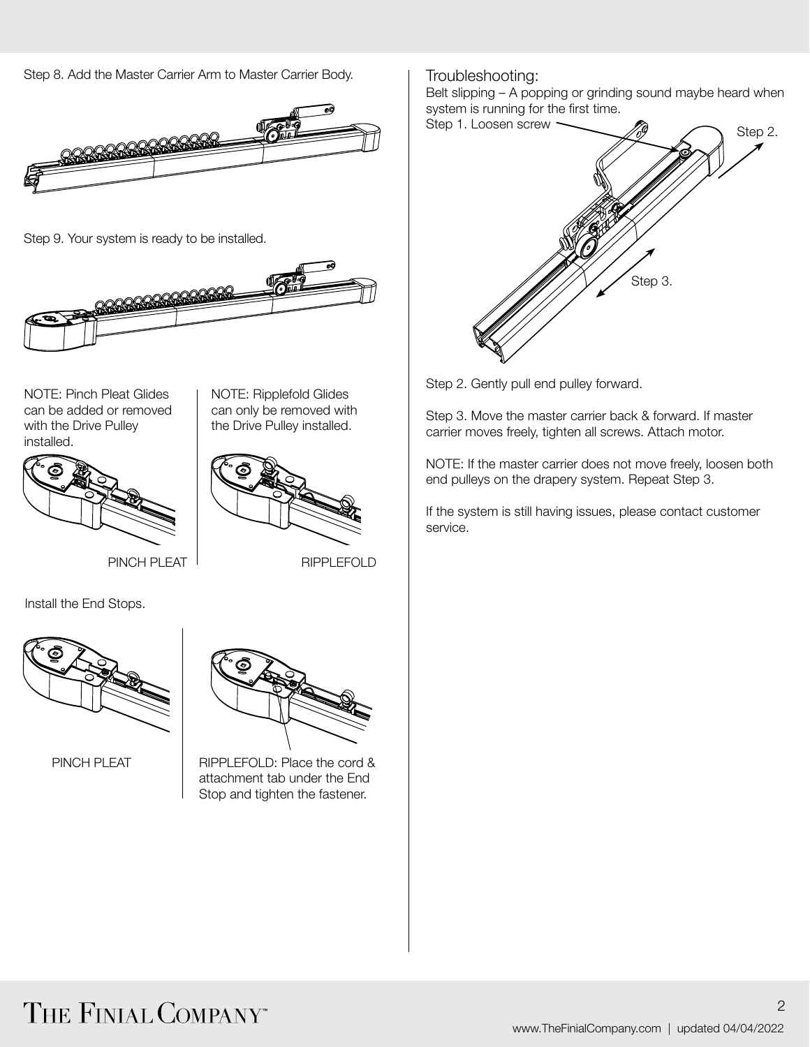Step 8. Add the Master Carrier Arm to Master Carrier Body.

Step 9. Your system is ready to be installed.

NOTE: Pinch Pleat Glides can be added or removed with the Drive Pulley installed.

NOTE: Ripplefold Glides can only be removed with the Drive Pulley installed.

PINCH PLEAT

RIPPLEFOLD

Install the End Stops.

PINCH PLEAT

RIPPLEFOLD: Place the cord & attachment tab under the End Stop and tighten the fastener.

## Troubleshooting:

Belt slipping – A popping or grinding sound maybe heard when system is running for the first time.

Step 1. Loosen screw

Step 2.

Step 3.

Step 2. Gently pull end pulley forward.

Step 3. Move the master carrier back & forward. If master carrier moves freely, tighten all screws. Attach motor.

NOTE: If the master carrier does not move freely, loosen both end pulleys on the drapery system. Repeat Step 3.

If the system is still having issues, please contact customer service.